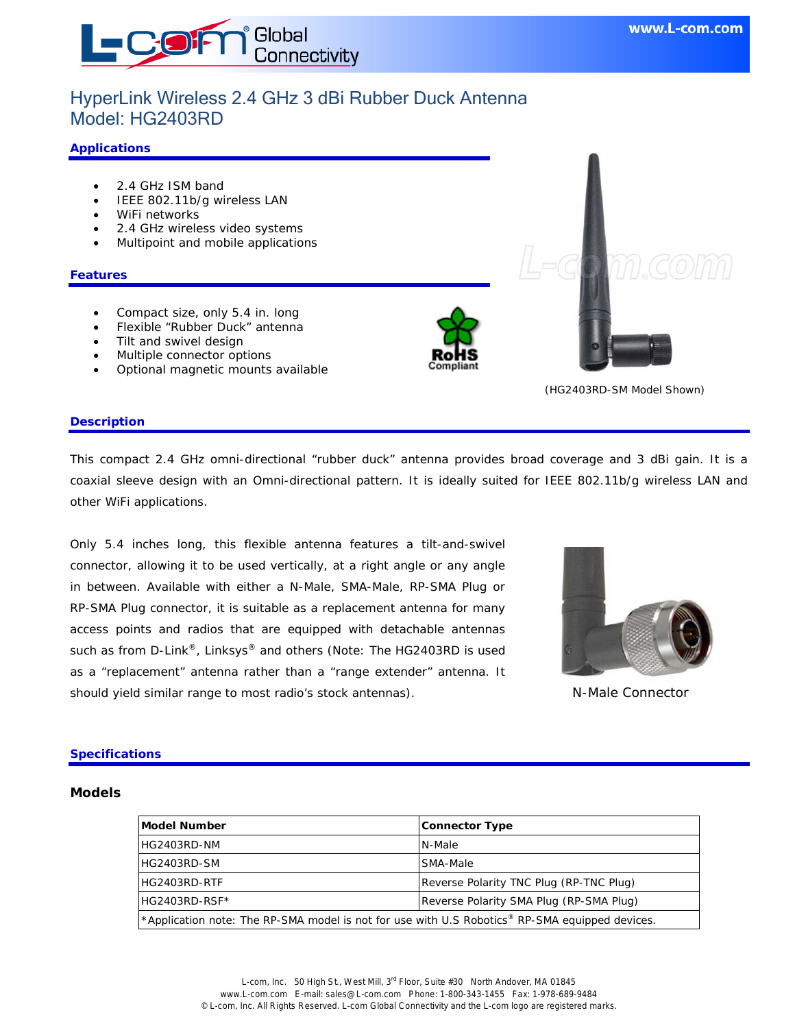# HyperLink Wireless 2.4 GHz 3 dBi Rubber Duck Antenna
# Model: HG2403RD

## Applications

- 2.4 GHz ISM band
- IEEE 802.11b/g wireless LAN
- WiFi networks
- 2.4 GHz wireless video systems
- Multipoint and mobile applications

## Features

- Compact size, only 5.4 in. long
- Flexible "Rubber Duck" antenna
- Tilt and swivel design
- Multiple connector options
- Optional magnetic mounts available

RoHS Compliant

(HG2403RD-SM Model Shown)

## Description

This compact 2.4 GHz omni-directional "rubber duck" antenna provides broad coverage and 3 dBi gain. It is a coaxial sleeve design with an Omni-directional pattern. It is ideally suited for IEEE 802.11b/g wireless LAN and other WiFi applications.

Only 5.4 inches long, this flexible antenna features a tilt-and-swivel connector, allowing it to be used vertically, at a right angle or any angle in between. Available with either a N-Male, SMA-Male, RP-SMA Plug or RP-SMA Plug connector, it is suitable as a replacement antenna for many access points and radios that are equipped with detachable antennas such as from D-Link®, Linksys® and others (Note: The HG2403RD is used as a "replacement" antenna rather than a "range extender" antenna. It should yield similar range to most radio's stock antennas).

N-Male Connector

## Specifications

### Models

| Model Number | Connector Type |
|---|---|
| HG2403RD-NM | N-Male |
| HG2403RD-SM | SMA-Male |
| HG2403RD-RTF | Reverse Polarity TNC Plug (RP-TNC Plug) |
| HG2403RD-RSF* | Reverse Polarity SMA Plug (RP-SMA Plug) |
| *Application note: The RP-SMA model is not for use with U.S Robotics® RP-SMA equipped devices. | |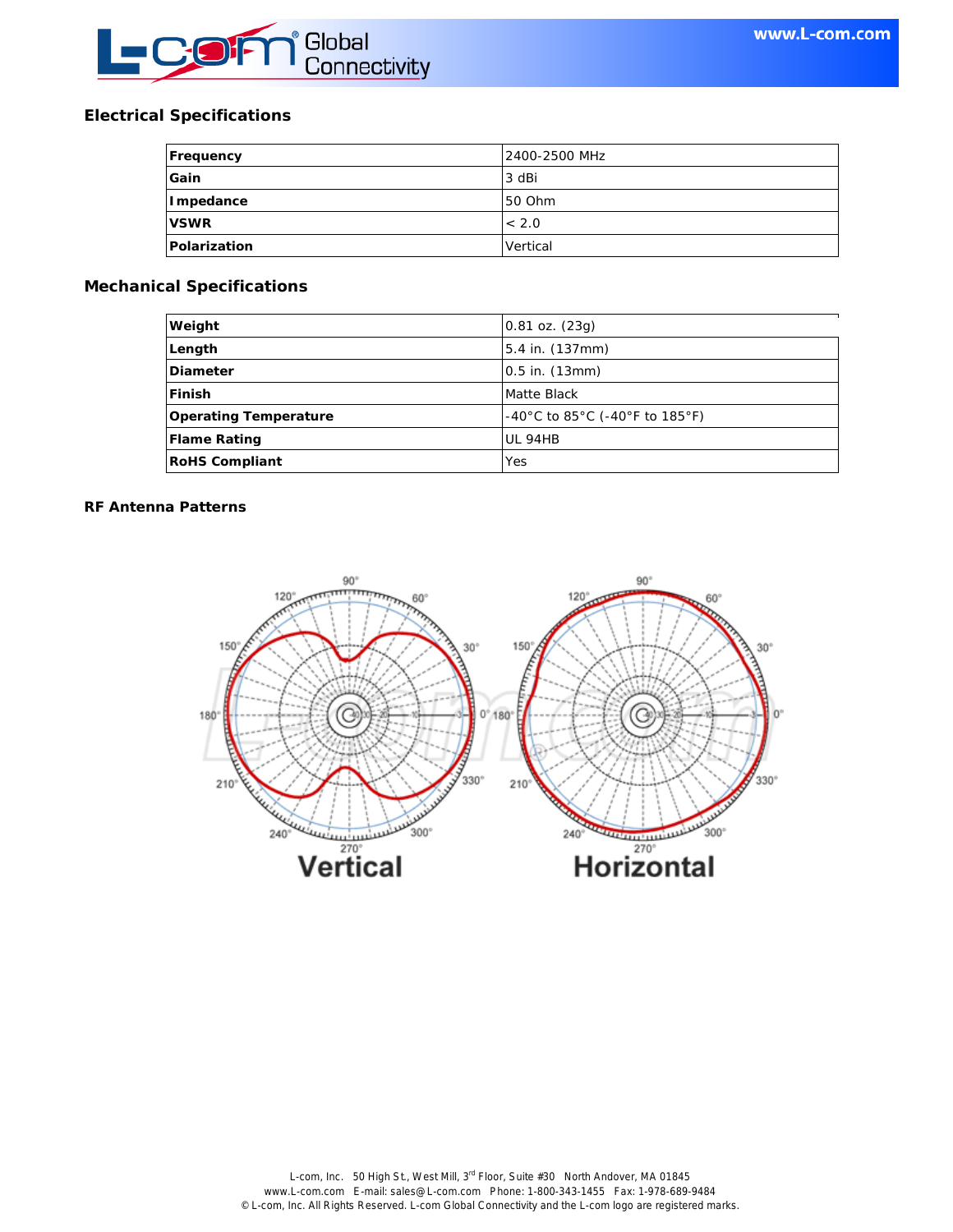## Electrical Specifications

| | |
|---|---|
| **Frequency** | 2400-2500 MHz |
| **Gain** | 3 dBi |
| **Impedance** | 50 Ohm |
| **VSWR** | < 2.0 |
| **Polarization** | Vertical |

## Mechanical Specifications

| | |
|---|---|
| **Weight** | 0.81 oz. (23g) |
| **Length** | 5.4 in. (137mm) |
| **Diameter** | 0.5 in. (13mm) |
| **Finish** | Matte Black |
| **Operating Temperature** | -40°C to 85°C (-40°F to 185°F) |
| **Flame Rating** | UL 94HB |
| **RoHS Compliant** | Yes |

### RF Antenna Patterns

90° 120° 60° 150° 30° 180° 0° 210° 330° 240° 300° 270°

Vertical

90° 120° 60° 150° 30° 180° 0° 210° 330° 240° 300° 270°

Horizontal